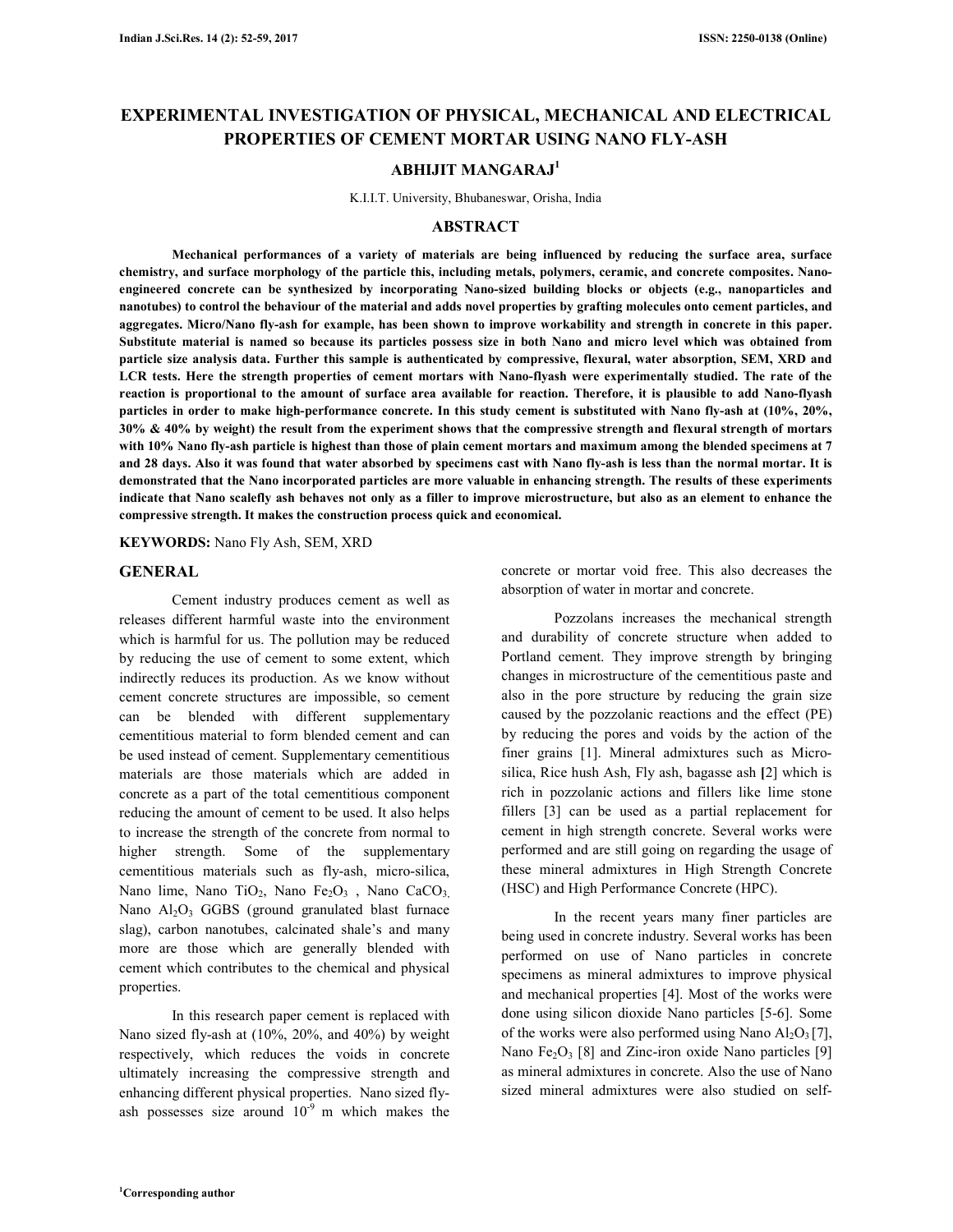# EXPERIMENTAL INVESTIGATION OF PHYSICAL, MECHANICAL AND ELECTRICAL PROPERTIES OF CEMENT MORTAR USING NANO FLY-ASH

## ABHIJIT MANGARAJ[1]

K.I.I.T. University, Bhubaneswar, Orisha, India

## ABSTRACT

**Mechanical performances of a variety of materials are being influenced by reducing the surface area, surface chemistry, and surface morphology of the particle this, including metals, polymers, ceramic, and concrete composites. Nano-engineered concrete can be synthesized by incorporating Nano-sized building blocks or objects (e.g., nanoparticles and nanotubes) to control the behaviour of the material and adds novel properties by grafting molecules onto cement particles, and aggregates. Micro/Nano fly-ash for example, has been shown to improve workability and strength in concrete in this paper. Substitute material is named so because its particles possess size in both Nano and micro level which was obtained from particle size analysis data. Further this sample is authenticated by compressive, flexural, water absorption, SEM, XRD and LCR tests. Here the strength properties of cement mortars with Nano-flyash were experimentally studied. The rate of the reaction is proportional to the amount of surface area available for reaction. Therefore, it is plausible to add Nano-flyash particles in order to make high-performance concrete. In this study cement is substituted with Nano fly-ash at (10%, 20%, 30% & 40% by weight) the result from the experiment shows that the compressive strength and flexural strength of mortars with 10% Nano fly-ash particle is highest than those of plain cement mortars and maximum among the blended specimens at 7 and 28 days. Also it was found that water absorbed by specimens cast with Nano fly-ash is less than the normal mortar. It is demonstrated that the Nano incorporated particles are more valuable in enhancing strength. The results of these experiments indicate that Nano scalefly ash behaves not only as a filler to improve microstructure, but also as an element to enhance the compressive strength. It makes the construction process quick and economical.**

**KEYWORDS:** Nano Fly Ash, SEM, XRD

## GENERAL

Cement industry produces cement as well as releases different harmful waste into the environment which is harmful for us. The pollution may be reduced by reducing the use of cement to some extent, which indirectly reduces its production. As we know without cement concrete structures are impossible, so cement can be blended with different supplementary cementitious material to form blended cement and can be used instead of cement. Supplementary cementitious materials are those materials which are added in concrete as a part of the total cementitious component reducing the amount of cement to be used. It also helps to increase the strength of the concrete from normal to higher strength. Some of the supplementary cementitious materials such as fly-ash, micro-silica, Nano lime, Nano $TiO_2$, Nano $Fe_2O_3$ , Nano $CaCO_3$, Nano $Al_2O_3$ GGBS (ground granulated blast furnace slag), carbon nanotubes, calcinated shale's and many more are those which are generally blended with cement which contributes to the chemical and physical properties.

In this research paper cement is replaced with Nano sized fly-ash at (10%, 20%, and 40%) by weight respectively, which reduces the voids in concrete ultimately increasing the compressive strength and enhancing different physical properties. Nano sized fly-ash possesses size around $10^{-9}$ m which makes the concrete or mortar void free. This also decreases the absorption of water in mortar and concrete.

Pozzolans increases the mechanical strength and durability of concrete structure when added to Portland cement. They improve strength by bringing changes in microstructure of the cementitious paste and also in the pore structure by reducing the grain size caused by the pozzolanic reactions and the effect (PE) by reducing the pores and voids by the action of the finer grains [1]. Mineral admixtures such as Micro-silica, Rice hush Ash, Fly ash, bagasse ash [2] which is rich in pozzolanic actions and fillers like lime stone fillers [3] can be used as a partial replacement for cement in high strength concrete. Several works were performed and are still going on regarding the usage of these mineral admixtures in High Strength Concrete (HSC) and High Performance Concrete (HPC).

In the recent years many finer particles are being used in concrete industry. Several works has been performed on use of Nano particles in concrete specimens as mineral admixtures to improve physical and mechanical properties [4]. Most of the works were done using silicon dioxide Nano particles [5-6]. Some of the works were also performed using Nano $Al_2O_3$ [7], Nano $Fe_2O_3$ [8] and Zinc-iron oxide Nano particles [9] as mineral admixtures in concrete. Also the use of Nano sized mineral admixtures were also studied on self-

[1]Corresponding author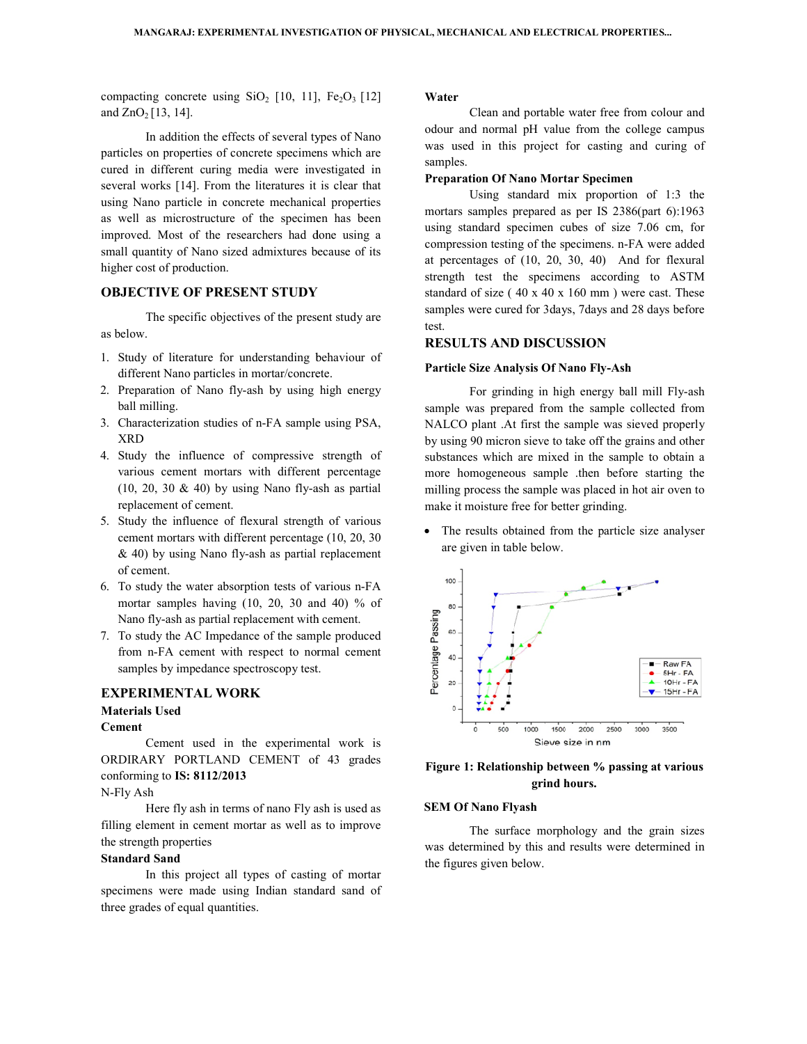compacting concrete using $SiO_2$ [10, 11], $Fe_2O_3$ [12] and $ZnO_2$ [13, 14].

In addition the effects of several types of Nano particles on properties of concrete specimens which are cured in different curing media were investigated in several works [14]. From the literatures it is clear that using Nano particle in concrete mechanical properties as well as microstructure of the specimen has been improved. Most of the researchers had done using a small quantity of Nano sized admixtures because of its higher cost of production.

## OBJECTIVE OF PRESENT STUDY

The specific objectives of the present study are as below.

1. Study of literature for understanding behaviour of different Nano particles in mortar/concrete.
2. Preparation of Nano fly-ash by using high energy ball milling.
3. Characterization studies of n-FA sample using PSA, XRD
4. Study the influence of compressive strength of various cement mortars with different percentage (10, 20, 30 & 40) by using Nano fly-ash as partial replacement of cement.
5. Study the influence of flexural strength of various cement mortars with different percentage (10, 20, 30 & 40) by using Nano fly-ash as partial replacement of cement.
6. To study the water absorption tests of various n-FA mortar samples having (10, 20, 30 and 40) % of Nano fly-ash as partial replacement with cement.
7. To study the AC Impedance of the sample produced from n-FA cement with respect to normal cement samples by impedance spectroscopy test.

## EXPERIMENTAL WORK

### Materials Used

### Cement

Cement used in the experimental work is ORDIRARY PORTLAND CEMENT of 43 grades conforming to **IS: 8112/2013**

N-Fly Ash

Here fly ash in terms of nano Fly ash is used as filling element in cement mortar as well as to improve the strength properties

### Standard Sand

In this project all types of casting of mortar specimens were made using Indian standard sand of three grades of equal quantities.

### Water

Clean and portable water free from colour and odour and normal pH value from the college campus was used in this project for casting and curing of samples.

### Preparation Of Nano Mortar Specimen

Using standard mix proportion of 1:3 the mortars samples prepared as per IS 2386(part 6):1963 using standard specimen cubes of size 7.06 cm, for compression testing of the specimens. n-FA were added at percentages of (10, 20, 30, 40) And for flexural strength test the specimens according to ASTM standard of size ( 40 x 40 x 160 mm ) were cast. These samples were cured for 3days, 7days and 28 days before test.

## RESULTS AND DISCUSSION

### Particle Size Analysis Of Nano Fly-Ash

For grinding in high energy ball mill Fly-ash sample was prepared from the sample collected from NALCO plant .At first the sample was sieved properly by using 90 micron sieve to take off the grains and other substances which are mixed in the sample to obtain a more homogeneous sample .then before starting the milling process the sample was placed in hot air oven to make it moisture free for better grinding.

- The results obtained from the particle size analyser are given in table below.

**Figure 1: Relationship between % passing at various grind hours.**

### SEM Of Nano Flyash

The surface morphology and the grain sizes was determined by this and results were determined in the figures given below.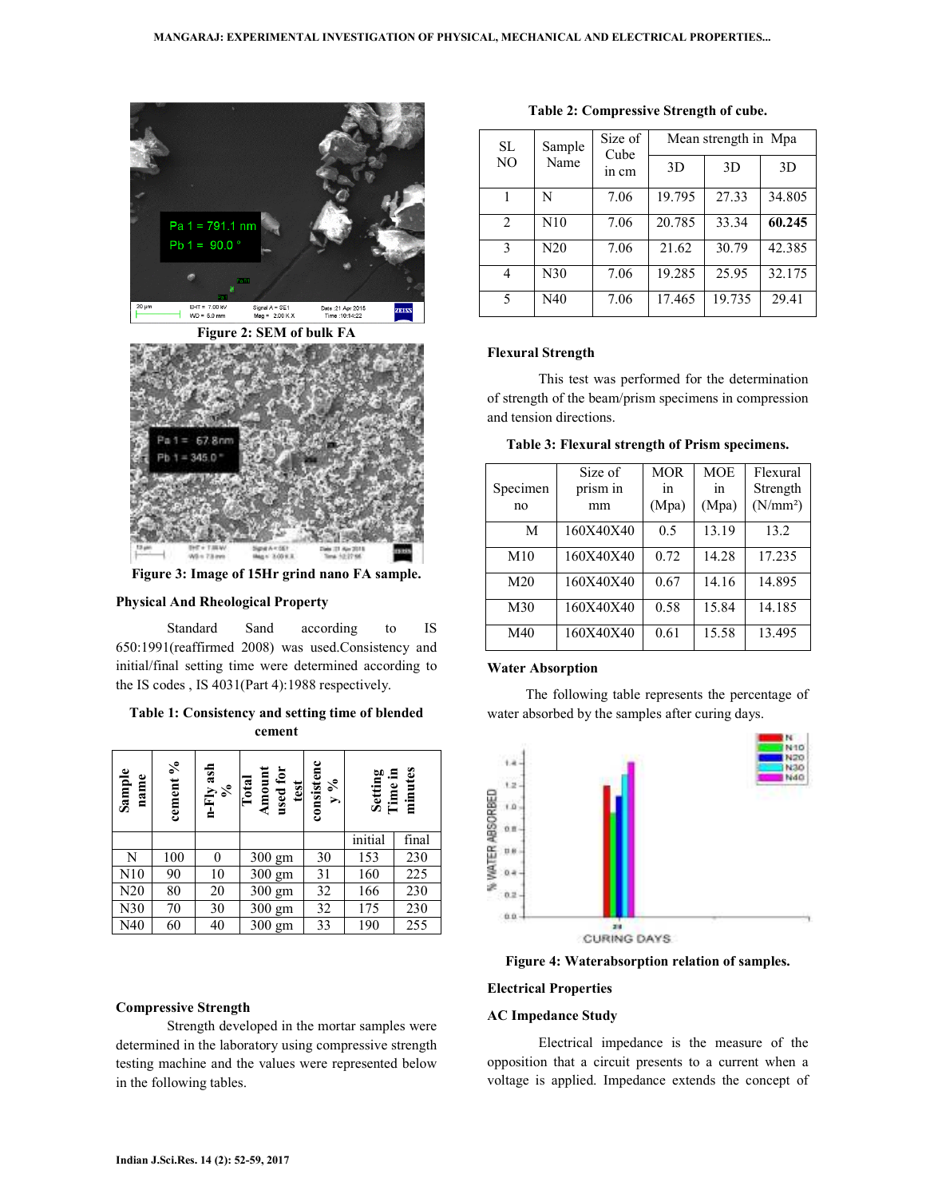Figure 2: SEM of bulk FA

Figure 3: Image of 15Hr grind nano FA sample.

**Physical And Rheological Property**

Standard Sand according to IS 650:1991(reaffirmed 2008) was used.Consistency and initial/final setting time were determined according to the IS codes , IS 4031(Part 4):1988 respectively.

**Table 1: Consistency and setting time of blended cement**

| Sample name | cement % | n-Fly ash % | Total Amount used for test | consistency % | Setting Time in minutes | |
|---|---|---|---|---|---|---|
| | | | | | initial | final |
| N | 100 | 0 | 300 gm | 30 | 153 | 230 |
| N10 | 90 | 10 | 300 gm | 31 | 160 | 225 |
| N20 | 80 | 20 | 300 gm | 32 | 166 | 230 |
| N30 | 70 | 30 | 300 gm | 32 | 175 | 230 |
| N40 | 60 | 40 | 300 gm | 33 | 190 | 255 |

**Compressive Strength**

Strength developed in the mortar samples were determined in the laboratory using compressive strength testing machine and the values were represented below in the following tables.

**Table 2: Compressive Strength of cube.**

| SL NO | Sample Name | Size of Cube in cm | Mean strength in Mpa | | |
|---|---|---|---|---|---|
| | | | 3D | 3D | 3D |
| 1 | N | 7.06 | 19.795 | 27.33 | 34.805 |
| 2 | N10 | 7.06 | 20.785 | 33.34 | **60.245** |
| 3 | N20 | 7.06 | 21.62 | 30.79 | 42.385 |
| 4 | N30 | 7.06 | 19.285 | 25.95 | 32.175 |
| 5 | N40 | 7.06 | 17.465 | 19.735 | 29.41 |

**Flexural Strength**

This test was performed for the determination of strength of the beam/prism specimens in compression and tension directions.

**Table 3: Flexural strength of Prism specimens.**

| Specimen no | Size of prism in mm | MOR in (Mpa) | MOE in (Mpa) | Flexural Strength ($N/mm^2$) |
|---|---|---|---|---|
| M | 160X40X40 | 0.5 | 13.19 | 13.2 |
| M10 | 160X40X40 | 0.72 | 14.28 | 17.235 |
| M20 | 160X40X40 | 0.67 | 14.16 | 14.895 |
| M30 | 160X40X40 | 0.58 | 15.84 | 14.185 |
| M40 | 160X40X40 | 0.61 | 15.58 | 13.495 |

**Water Absorption**

The following table represents the percentage of water absorbed by the samples after curing days.

Figure 4: Waterabsorption relation of samples.

**Electrical Properties**

**AC Impedance Study**

Electrical impedance is the measure of the opposition that a circuit presents to a current when a voltage is applied. Impedance extends the concept of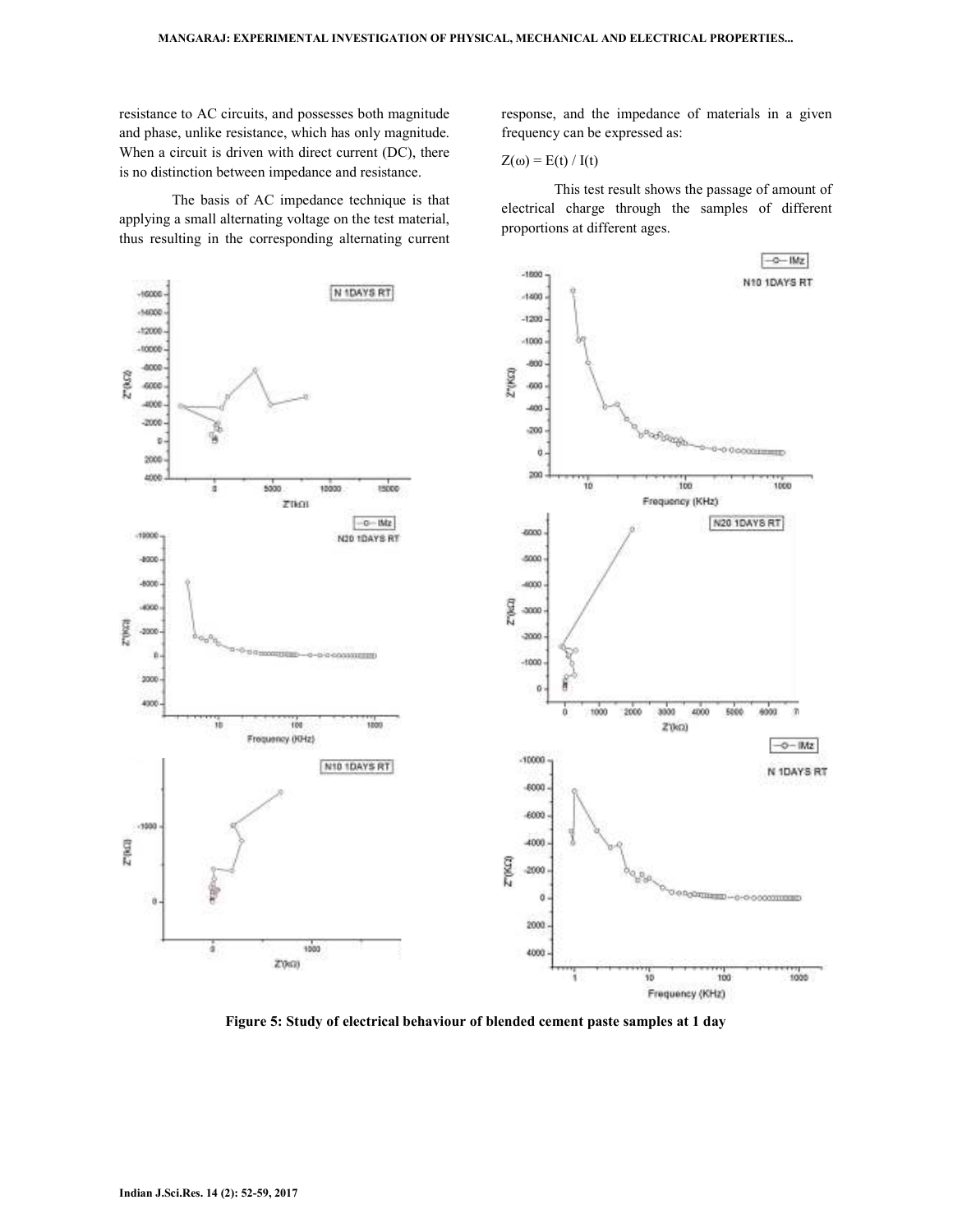resistance to AC circuits, and possesses both magnitude and phase, unlike resistance, which has only magnitude. When a circuit is driven with direct current (DC), there is no distinction between impedance and resistance.

The basis of AC impedance technique is that applying a small alternating voltage on the test material, thus resulting in the corresponding alternating current response, and the impedance of materials in a given frequency can be expressed as:

$Z(\omega) = E(t) / I(t)$

This test result shows the passage of amount of electrical charge through the samples of different proportions at different ages.

**Figure 5: Study of electrical behaviour of blended cement paste samples at 1 day**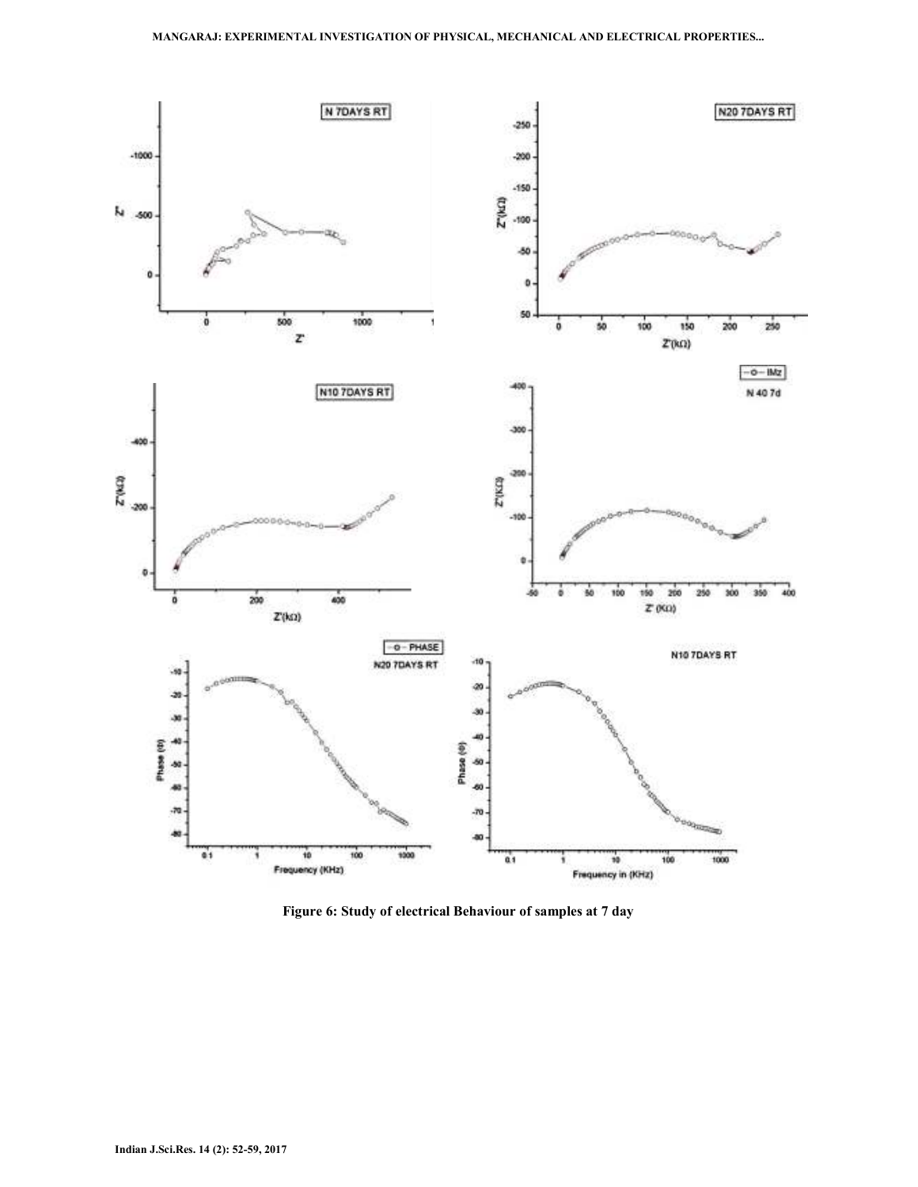Figure 6: Study of electrical Behaviour of samples at 7 day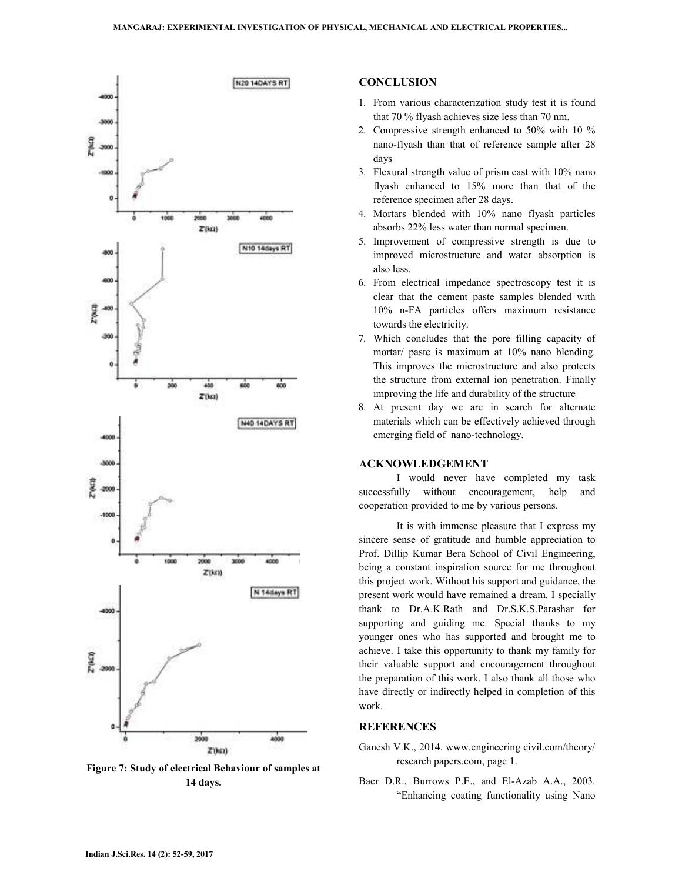Figure 7: Study of electrical Behaviour of samples at 14 days.

## CONCLUSION

1. From various characterization study test it is found that 70 % flyash achieves size less than 70 nm.
2. Compressive strength enhanced to 50% with 10 % nano-flyash than that of reference sample after 28 days
3. Flexural strength value of prism cast with 10% nano flyash enhanced to 15% more than that of the reference specimen after 28 days.
4. Mortars blended with 10% nano flyash particles absorbs 22% less water than normal specimen.
5. Improvement of compressive strength is due to improved microstructure and water absorption is also less.
6. From electrical impedance spectroscopy test it is clear that the cement paste samples blended with 10% n-FA particles offers maximum resistance towards the electricity.
7. Which concludes that the pore filling capacity of mortar/ paste is maximum at 10% nano blending. This improves the microstructure and also protects the structure from external ion penetration. Finally improving the life and durability of the structure
8. At present day we are in search for alternate materials which can be effectively achieved through emerging field of nano-technology.

## ACKNOWLEDGEMENT

I would never have completed my task successfully without encouragement, help and cooperation provided to me by various persons.

It is with immense pleasure that I express my sincere sense of gratitude and humble appreciation to Prof. Dillip Kumar Bera School of Civil Engineering, being a constant inspiration source for me throughout this project work. Without his support and guidance, the present work would have remained a dream. I specially thank to Dr.A.K.Rath and Dr.S.K.S.Parashar for supporting and guiding me. Special thanks to my younger ones who has supported and brought me to achieve. I take this opportunity to thank my family for their valuable support and encouragement throughout the preparation of this work. I also thank all those who have directly or indirectly helped in completion of this work.

## REFERENCES

Ganesh V.K., 2014. www.engineering civil.com/theory/ research papers.com, page 1.

Baer D.R., Burrows P.E., and El-Azab A.A., 2003. "Enhancing coating functionality using Nano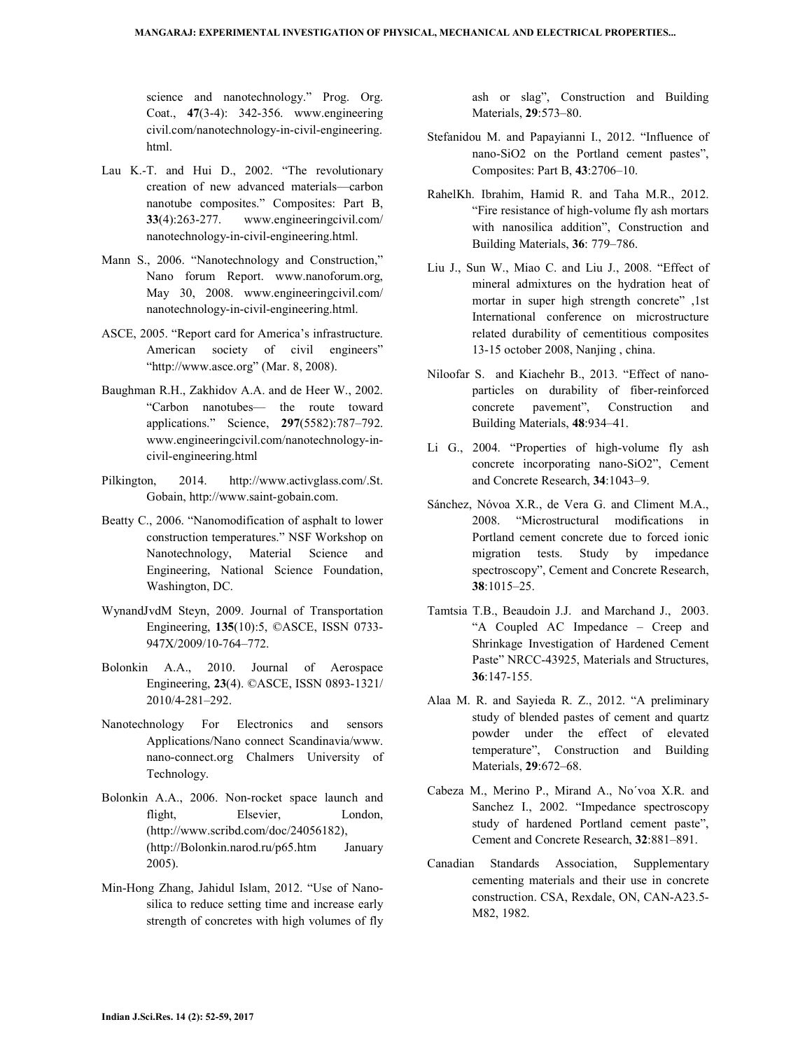science and nanotechnology." Prog. Org. Coat., **47**(3-4): 342-356. www.engineering civil.com/nanotechnology-in-civil-engineering. html.

Lau K.-T. and Hui D., 2002. "The revolutionary creation of new advanced materials—carbon nanotube composites." Composites: Part B, **33**(4):263-277. www.engineeringcivil.com/ nanotechnology-in-civil-engineering.html.

Mann S., 2006. "Nanotechnology and Construction," Nano forum Report. www.nanoforum.org, May 30, 2008. www.engineeringcivil.com/ nanotechnology-in-civil-engineering.html.

ASCE, 2005. "Report card for America's infrastructure. American society of civil engineers" "http://www.asce.org" (Mar. 8, 2008).

Baughman R.H., Zakhidov A.A. and de Heer W., 2002. "Carbon nanotubes— the route toward applications." Science, **297**(5582):787–792. www.engineeringcivil.com/nanotechnology-in-civil-engineering.html

Pilkington, 2014. http://www.activglass.com/.St. Gobain, http://www.saint-gobain.com.

Beatty C., 2006. "Nanomodification of asphalt to lower construction temperatures." NSF Workshop on Nanotechnology, Material Science and Engineering, National Science Foundation, Washington, DC.

WynandJvdM Steyn, 2009. Journal of Transportation Engineering, **135**(10):5, ©ASCE, ISSN 0733-947X/2009/10-764–772.

Bolonkin A.A., 2010. Journal of Aerospace Engineering, **23**(4). ©ASCE, ISSN 0893-1321/ 2010/4-281–292.

Nanotechnology For Electronics and sensors Applications/Nano connect Scandinavia/www. nano-connect.org Chalmers University of Technology.

Bolonkin A.A., 2006. Non-rocket space launch and flight, Elsevier, London, (http://www.scribd.com/doc/24056182), (http://Bolonkin.narod.ru/p65.htm January 2005).

Min-Hong Zhang, Jahidul Islam, 2012. "Use of Nano-silica to reduce setting time and increase early strength of concretes with high volumes of fly ash or slag", Construction and Building Materials, **29**:573–80.

Stefanidou M. and Papayianni I., 2012. "Influence of nano-SiO2 on the Portland cement pastes", Composites: Part B, **43**:2706–10.

RahelKh. Ibrahim, Hamid R. and Taha M.R., 2012. "Fire resistance of high-volume fly ash mortars with nanosilica addition", Construction and Building Materials, **36**: 779–786.

Liu J., Sun W., Miao C. and Liu J., 2008. "Effect of mineral admixtures on the hydration heat of mortar in super high strength concrete" ,1st International conference on microstructure related durability of cementitious composites 13-15 october 2008, Nanjing , china.

Niloofar S. and Kiachehr B., 2013. "Effect of nano-particles on durability of fiber-reinforced concrete pavement", Construction and Building Materials, **48**:934–41.

Li G., 2004. "Properties of high-volume fly ash concrete incorporating nano-SiO2", Cement and Concrete Research, **34**:1043–9.

Sánchez, Nóvoa X.R., de Vera G. and Climent M.A., 2008. "Microstructural modifications in Portland cement concrete due to forced ionic migration tests. Study by impedance spectroscopy", Cement and Concrete Research, **38**:1015–25.

Tamtsia T.B., Beaudoin J.J. and Marchand J., 2003. "A Coupled AC Impedance – Creep and Shrinkage Investigation of Hardened Cement Paste" NRCC-43925, Materials and Structures, **36**:147-155.

Alaa M. R. and Sayieda R. Z., 2012. "A preliminary study of blended pastes of cement and quartz powder under the effect of elevated temperature", Construction and Building Materials, **29**:672–68.

Cabeza M., Merino P., Mirand A., No´voa X.R. and Sanchez I., 2002. "Impedance spectroscopy study of hardened Portland cement paste", Cement and Concrete Research, **32**:881–891.

Canadian Standards Association, Supplementary cementing materials and their use in concrete construction. CSA, Rexdale, ON, CAN-A23.5-M82, 1982.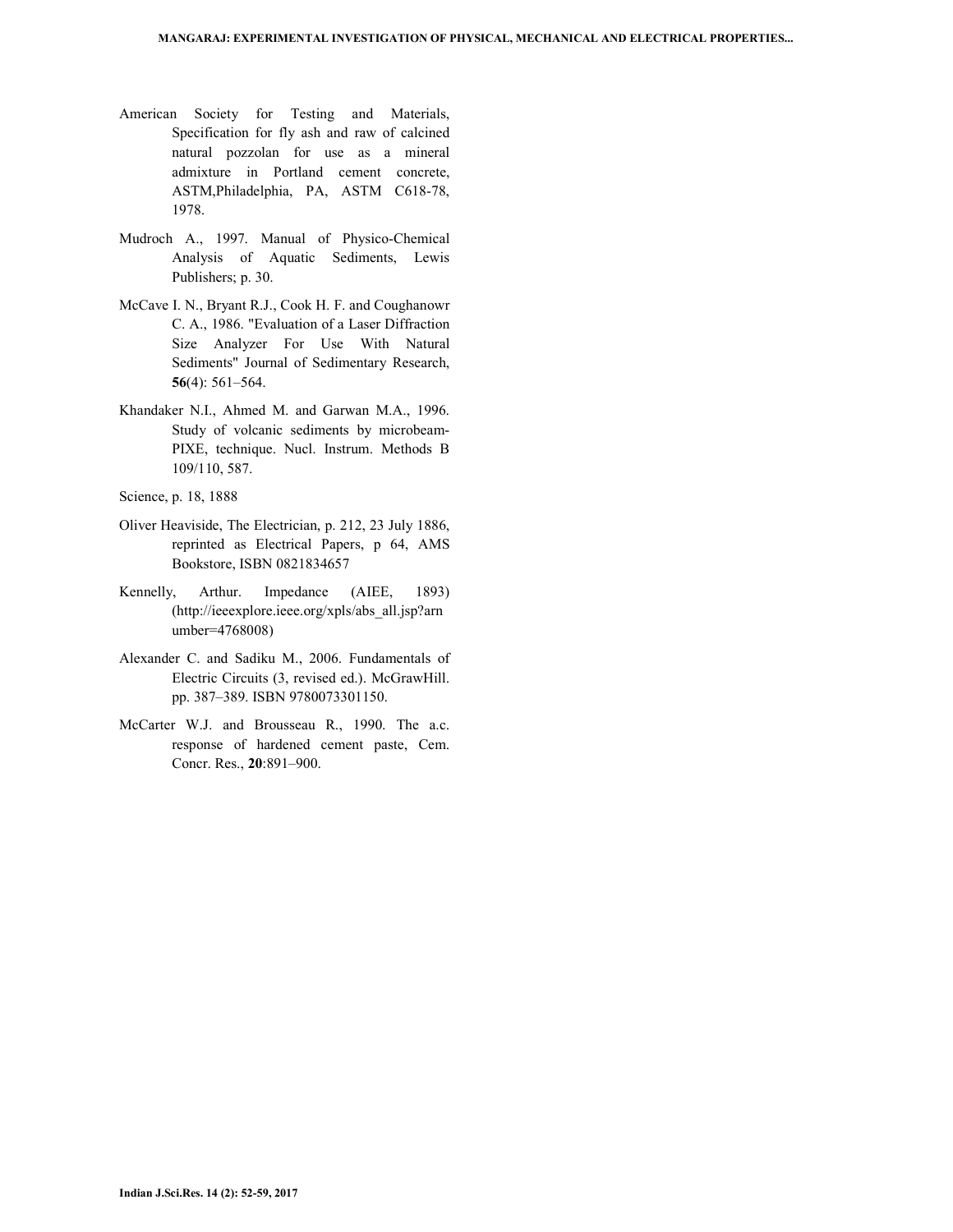American Society for Testing and Materials, Specification for fly ash and raw of calcined natural pozzolan for use as a mineral admixture in Portland cement concrete, ASTM,Philadelphia, PA, ASTM C618-78, 1978.

Mudroch A., 1997. Manual of Physico-Chemical Analysis of Aquatic Sediments, Lewis Publishers; p. 30.

McCave I. N., Bryant R.J., Cook H. F. and Coughanowr C. A., 1986. "Evaluation of a Laser Diffraction Size Analyzer For Use With Natural Sediments" Journal of Sedimentary Research, **56**(4): 561–564.

Khandaker N.I., Ahmed M. and Garwan M.A., 1996. Study of volcanic sediments by microbeam-PIXE, technique. Nucl. Instrum. Methods B 109/110, 587.

Science, p. 18, 1888

Oliver Heaviside, The Electrician, p. 212, 23 July 1886, reprinted as Electrical Papers, p 64, AMS Bookstore, ISBN 0821834657

Kennelly, Arthur. Impedance (AIEE, 1893) (http://ieeexplore.ieee.org/xpls/abs_all.jsp?arnumber=4768008)

Alexander C. and Sadiku M., 2006. Fundamentals of Electric Circuits (3, revised ed.). McGrawHill. pp. 387–389. ISBN 9780073301150.

McCarter W.J. and Brousseau R., 1990. The a.c. response of hardened cement paste, Cem. Concr. Res., **20**:891–900.